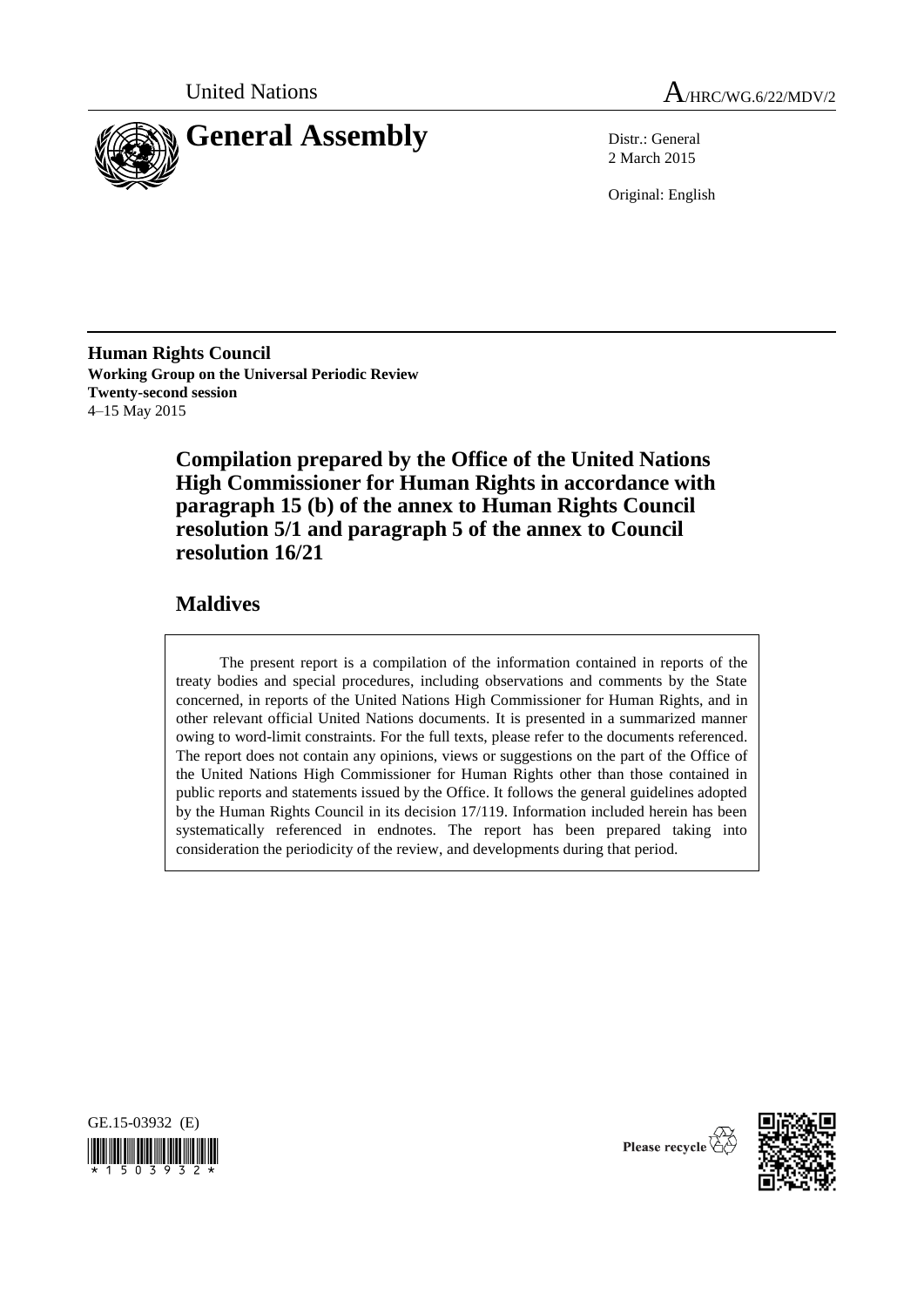United Nations

# General Assembly

A/HRC/WG.6/22/MDV/2

Distr.: General
2 March 2015

Original: English

**Human Rights Council**
**Working Group on the Universal Periodic Review**
**Twenty-second session**
4–15 May 2015

## Compilation prepared by the Office of the United Nations High Commissioner for Human Rights in accordance with paragraph 15 (b) of the annex to Human Rights Council resolution 5/1 and paragraph 5 of the annex to Council resolution 16/21

## Maldives

The present report is a compilation of the information contained in reports of the treaty bodies and special procedures, including observations and comments by the State concerned, in reports of the United Nations High Commissioner for Human Rights, and in other relevant official United Nations documents. It is presented in a summarized manner owing to word-limit constraints. For the full texts, please refer to the documents referenced. The report does not contain any opinions, views or suggestions on the part of the Office of the United Nations High Commissioner for Human Rights other than those contained in public reports and statements issued by the Office. It follows the general guidelines adopted by the Human Rights Council in its decision 17/119. Information included herein has been systematically referenced in endnotes. The report has been prepared taking into consideration the periodicity of the review, and developments during that period.

GE.15-03932 (E)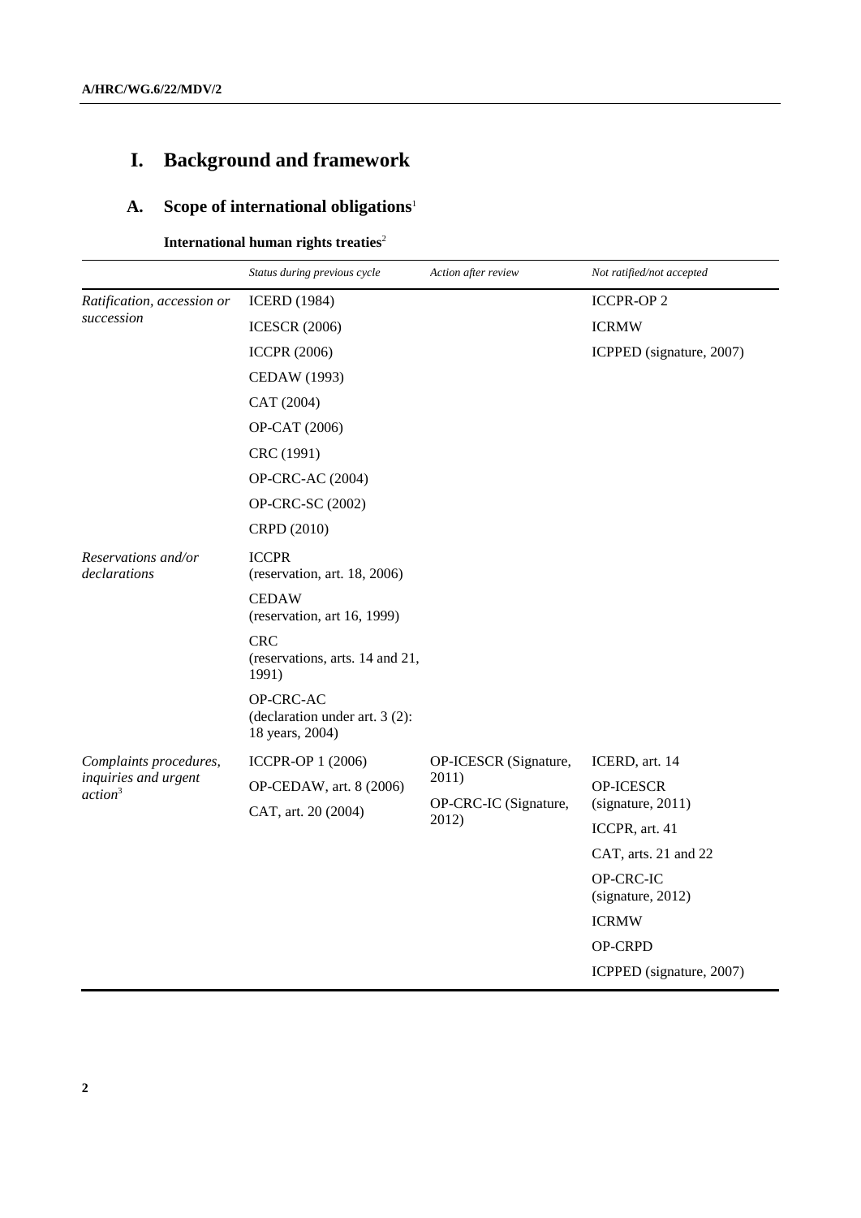# I. Background and framework

## A. Scope of international obligations[1]

### International human rights treaties[2]

| | *Status during previous cycle* | *Action after review* | *Not ratified/not accepted* |
|---|---|---|---|
| *Ratification, accession or succession* | ICERD (1984) | | ICCPR-OP 2 |
| | ICESCR (2006) | | ICRMW |
| | ICCPR (2006) | | ICPPED (signature, 2007) |
| | CEDAW (1993) | | |
| | CAT (2004) | | |
| | OP-CAT (2006) | | |
| | CRC (1991) | | |
| | OP-CRC-AC (2004) | | |
| | OP-CRC-SC (2002) | | |
| | CRPD (2010) | | |
| *Reservations and/or declarations* | ICCPR (reservation, art. 18, 2006) | | |
| | CEDAW (reservation, art 16, 1999) | | |
| | CRC (reservations, arts. 14 and 21, 1991) | | |
| | OP-CRC-AC (declaration under art. 3 (2): 18 years, 2004) | | |
| *Complaints procedures, inquiries and urgent action*[3] | ICCPR-OP 1 (2006) | OP-ICESCR (Signature, 2011) | ICERD, art. 14 |
| | OP-CEDAW, art. 8 (2006) | OP-CRC-IC (Signature, 2012) | OP-ICESCR (signature, 2011) |
| | CAT, art. 20 (2004) | | ICCPR, art. 41 |
| | | | CAT, arts. 21 and 22 |
| | | | OP-CRC-IC (signature, 2012) |
| | | | ICRMW |
| | | | OP-CRPD |
| | | | ICPPED (signature, 2007) |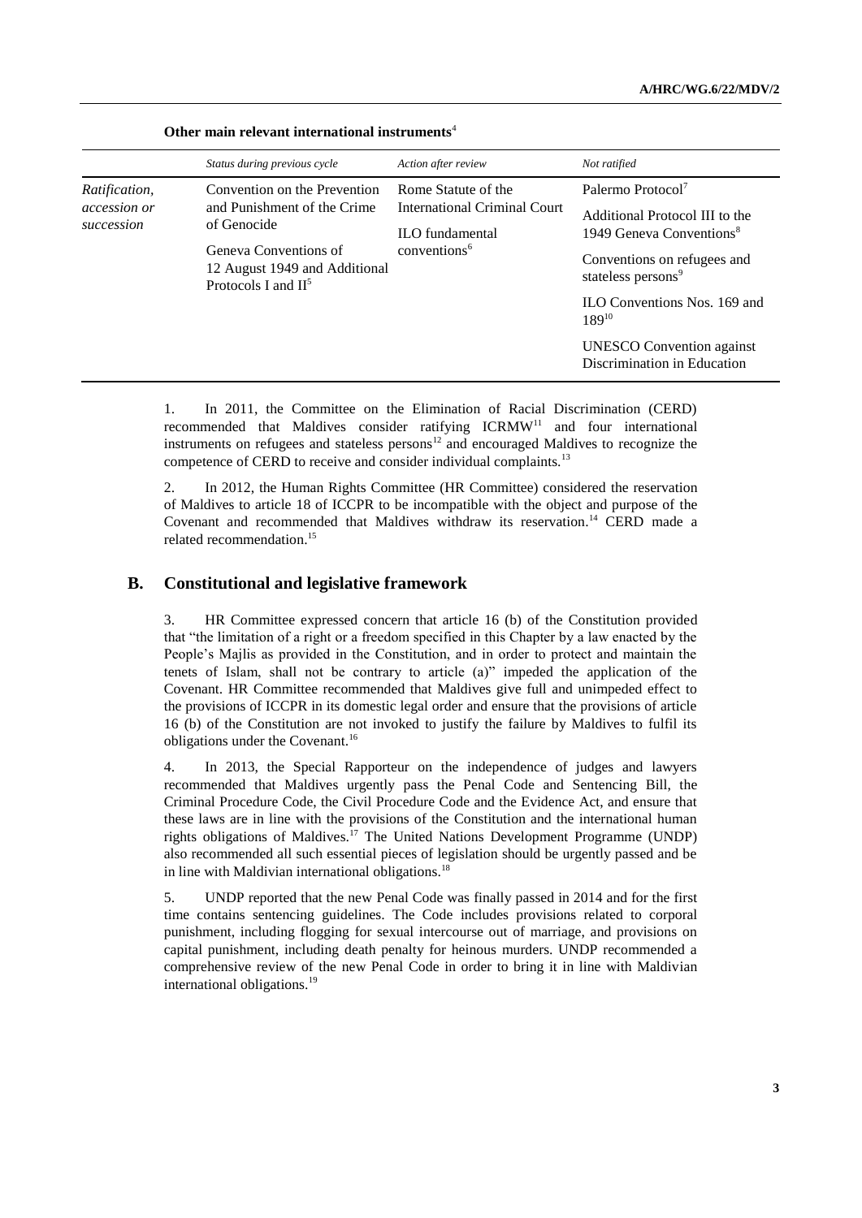**Other main relevant international instruments**[4]

| | *Status during previous cycle* | *Action after review* | *Not ratified* |
|---|---|---|---|
| *Ratification, accession or succession* | Convention on the Prevention and Punishment of the Crime of Genocide<br><br>Geneva Conventions of 12 August 1949 and Additional Protocols I and II[5] | Rome Statute of the International Criminal Court<br><br>ILO fundamental conventions[6] | Palermo Protocol[7]<br><br>Additional Protocol III to the 1949 Geneva Conventions[8]<br><br>Conventions on refugees and stateless persons[9]<br><br>ILO Conventions Nos. 169 and 189[10]<br><br>UNESCO Convention against Discrimination in Education |

1. In 2011, the Committee on the Elimination of Racial Discrimination (CERD) recommended that Maldives consider ratifying ICRMW[11] and four international instruments on refugees and stateless persons[12] and encouraged Maldives to recognize the competence of CERD to receive and consider individual complaints.[13]

2. In 2012, the Human Rights Committee (HR Committee) considered the reservation of Maldives to article 18 of ICCPR to be incompatible with the object and purpose of the Covenant and recommended that Maldives withdraw its reservation.[14] CERD made a related recommendation.[15]

## B. Constitutional and legislative framework

3. HR Committee expressed concern that article 16 (b) of the Constitution provided that "the limitation of a right or a freedom specified in this Chapter by a law enacted by the People's Majlis as provided in the Constitution, and in order to protect and maintain the tenets of Islam, shall not be contrary to article (a)" impeded the application of the Covenant. HR Committee recommended that Maldives give full and unimpeded effect to the provisions of ICCPR in its domestic legal order and ensure that the provisions of article 16 (b) of the Constitution are not invoked to justify the failure by Maldives to fulfil its obligations under the Covenant.[16]

4. In 2013, the Special Rapporteur on the independence of judges and lawyers recommended that Maldives urgently pass the Penal Code and Sentencing Bill, the Criminal Procedure Code, the Civil Procedure Code and the Evidence Act, and ensure that these laws are in line with the provisions of the Constitution and the international human rights obligations of Maldives.[17] The United Nations Development Programme (UNDP) also recommended all such essential pieces of legislation should be urgently passed and be in line with Maldivian international obligations.[18]

5. UNDP reported that the new Penal Code was finally passed in 2014 and for the first time contains sentencing guidelines. The Code includes provisions related to corporal punishment, including flogging for sexual intercourse out of marriage, and provisions on capital punishment, including death penalty for heinous murders. UNDP recommended a comprehensive review of the new Penal Code in order to bring it in line with Maldivian international obligations.[19]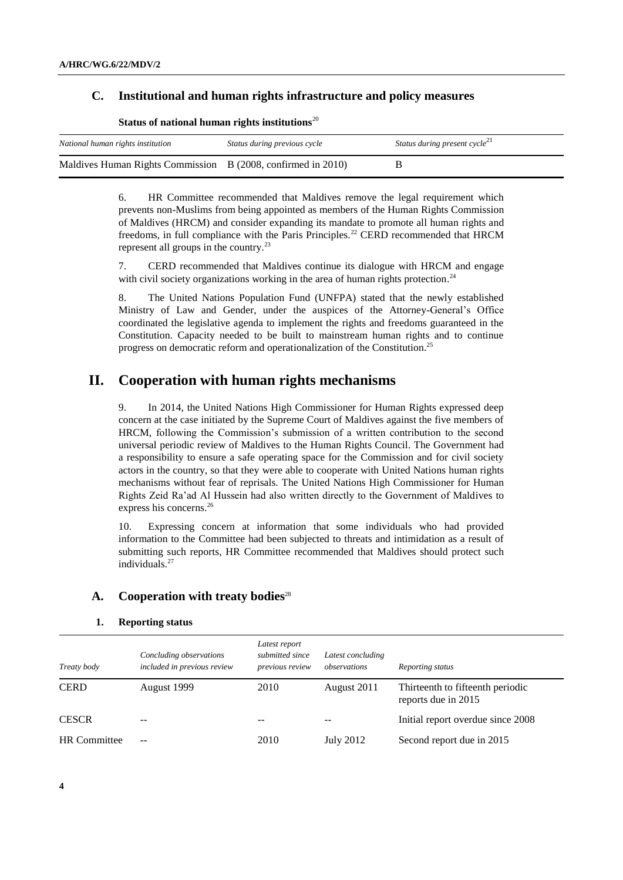## C. Institutional and human rights infrastructure and policy measures

**Status of national human rights institutions**[20]

| *National human rights institution* | *Status during previous cycle* | *Status during present cycle*[21] |
|---|---|---|
| Maldives Human Rights Commission | B (2008, confirmed in 2010) | B |

6. HR Committee recommended that Maldives remove the legal requirement which prevents non-Muslims from being appointed as members of the Human Rights Commission of Maldives (HRCM) and consider expanding its mandate to promote all human rights and freedoms, in full compliance with the Paris Principles.[22] CERD recommended that HRCM represent all groups in the country.[23]

7. CERD recommended that Maldives continue its dialogue with HRCM and engage with civil society organizations working in the area of human rights protection.[24]

8. The United Nations Population Fund (UNFPA) stated that the newly established Ministry of Law and Gender, under the auspices of the Attorney-General's Office coordinated the legislative agenda to implement the rights and freedoms guaranteed in the Constitution. Capacity needed to be built to mainstream human rights and to continue progress on democratic reform and operationalization of the Constitution.[25]

# II. Cooperation with human rights mechanisms

9. In 2014, the United Nations High Commissioner for Human Rights expressed deep concern at the case initiated by the Supreme Court of Maldives against the five members of HRCM, following the Commission's submission of a written contribution to the second universal periodic review of Maldives to the Human Rights Council. The Government had a responsibility to ensure a safe operating space for the Commission and for civil society actors in the country, so that they were able to cooperate with United Nations human rights mechanisms without fear of reprisals. The United Nations High Commissioner for Human Rights Zeid Ra'ad Al Hussein had also written directly to the Government of Maldives to express his concerns.[26]

10. Expressing concern at information that some individuals who had provided information to the Committee had been subjected to threats and intimidation as a result of submitting such reports, HR Committee recommended that Maldives should protect such individuals.[27]

## A. Cooperation with treaty bodies[28]

### 1. Reporting status

| *Treaty body* | *Concluding observations included in previous review* | *Latest report submitted since previous review* | *Latest concluding observations* | *Reporting status* |
|---|---|---|---|---|
| CERD | August 1999 | 2010 | August 2011 | Thirteenth to fifteenth periodic reports due in 2015 |
| CESCR | -- | -- | -- | Initial report overdue since 2008 |
| HR Committee | -- | 2010 | July 2012 | Second report due in 2015 |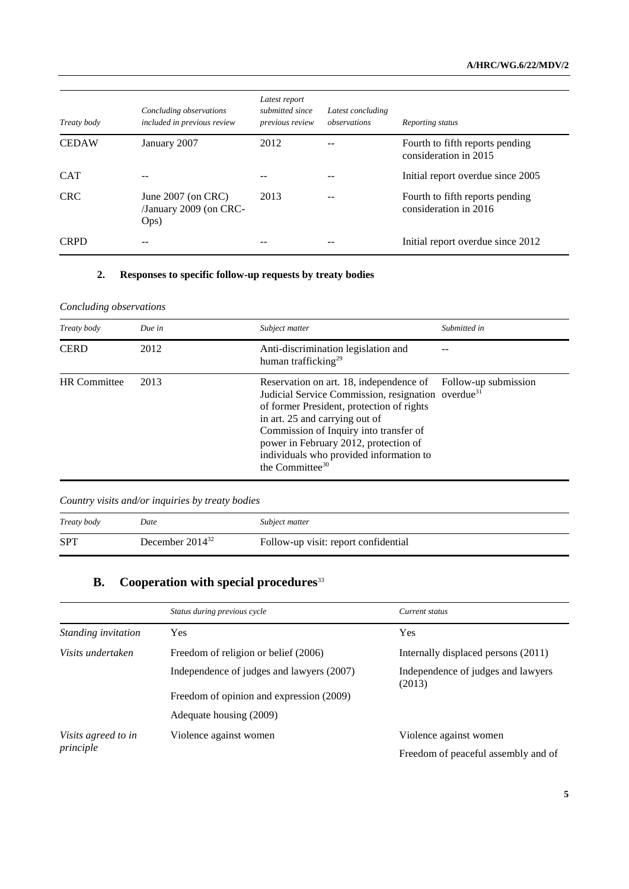| *Treaty body* | *Concluding observations included in previous review* | *Latest report submitted since previous review* | *Latest concluding observations* | *Reporting status* |
|---|---|---|---|---|
| CEDAW | January 2007 | 2012 | -- | Fourth to fifth reports pending consideration in 2015 |
| CAT | -- | -- | -- | Initial report overdue since 2005 |
| CRC | June 2007 (on CRC) /January 2009 (on CRC-Ops) | 2013 | -- | Fourth to fifth reports pending consideration in 2016 |
| CRPD | -- | -- | -- | Initial report overdue since 2012 |

### 2. Responses to specific follow-up requests by treaty bodies

*Concluding observations*

| *Treaty body* | *Due in* | *Subject matter* | *Submitted in* |
|---|---|---|---|
| CERD | 2012 | Anti-discrimination legislation and human trafficking[29] | -- |
| HR Committee | 2013 | Reservation on art. 18, independence of Judicial Service Commission, resignation of former President, protection of rights in art. 25 and carrying out of Commission of Inquiry into transfer of power in February 2012, protection of individuals who provided information to the Committee[30] | Follow-up submission overdue[31] |

*Country visits and/or inquiries by treaty bodies*

| *Treaty body* | *Date* | *Subject matter* |
|---|---|---|
| SPT | December 2014[32] | Follow-up visit: report confidential |

## B. Cooperation with special procedures[33]

| | *Status during previous cycle* | *Current status* |
|---|---|---|
| *Standing invitation* | Yes | Yes |
| *Visits undertaken* | Freedom of religion or belief (2006) | Internally displaced persons (2011) |
| | Independence of judges and lawyers (2007) | Independence of judges and lawyers (2013) |
| | Freedom of opinion and expression (2009) | |
| | Adequate housing (2009) | |
| *Visits agreed to in principle* | Violence against women | Violence against women |
| | | Freedom of peaceful assembly and of |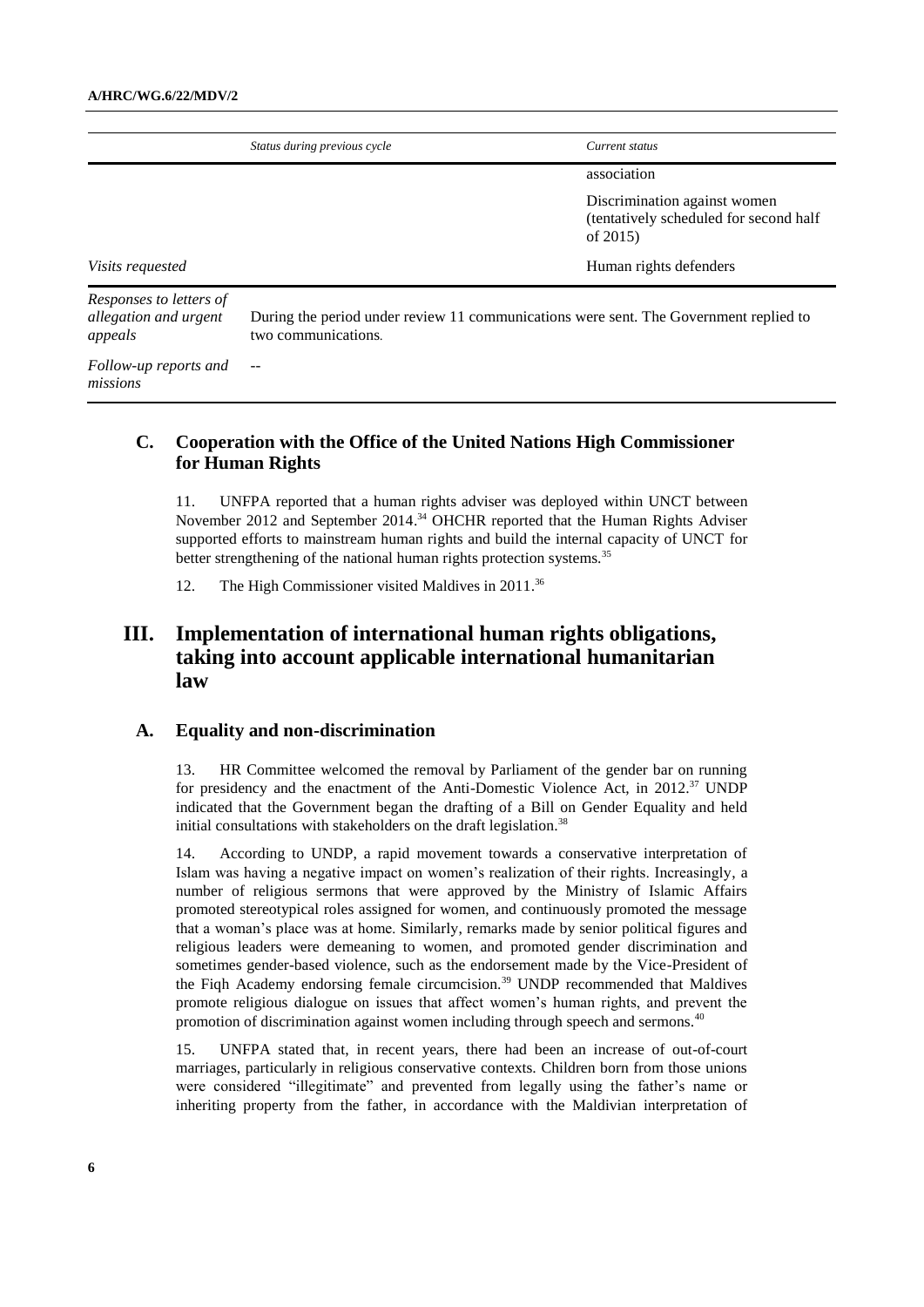| | Status during previous cycle | Current status |
|---|---|---|
| | | association |
| | | Discrimination against women (tentatively scheduled for second half of 2015) |
| *Visits requested* | | Human rights defenders |
| *Responses to letters of allegation and urgent appeals* | During the period under review 11 communications were sent. The Government replied to two communications. | |
| *Follow-up reports and missions* | -- | |

## C. Cooperation with the Office of the United Nations High Commissioner for Human Rights

11. UNFPA reported that a human rights adviser was deployed within UNCT between November 2012 and September 2014.[34] OHCHR reported that the Human Rights Adviser supported efforts to mainstream human rights and build the internal capacity of UNCT for better strengthening of the national human rights protection systems.[35]

12. The High Commissioner visited Maldives in 2011.[36]

# III. Implementation of international human rights obligations, taking into account applicable international humanitarian law

## A. Equality and non-discrimination

13. HR Committee welcomed the removal by Parliament of the gender bar on running for presidency and the enactment of the Anti-Domestic Violence Act, in 2012.[37] UNDP indicated that the Government began the drafting of a Bill on Gender Equality and held initial consultations with stakeholders on the draft legislation.[38]

14. According to UNDP, a rapid movement towards a conservative interpretation of Islam was having a negative impact on women's realization of their rights. Increasingly, a number of religious sermons that were approved by the Ministry of Islamic Affairs promoted stereotypical roles assigned for women, and continuously promoted the message that a woman's place was at home. Similarly, remarks made by senior political figures and religious leaders were demeaning to women, and promoted gender discrimination and sometimes gender-based violence, such as the endorsement made by the Vice-President of the Fiqh Academy endorsing female circumcision.[39] UNDP recommended that Maldives promote religious dialogue on issues that affect women's human rights, and prevent the promotion of discrimination against women including through speech and sermons.[40]

15. UNFPA stated that, in recent years, there had been an increase of out-of-court marriages, particularly in religious conservative contexts. Children born from those unions were considered "illegitimate" and prevented from legally using the father's name or inheriting property from the father, in accordance with the Maldivian interpretation of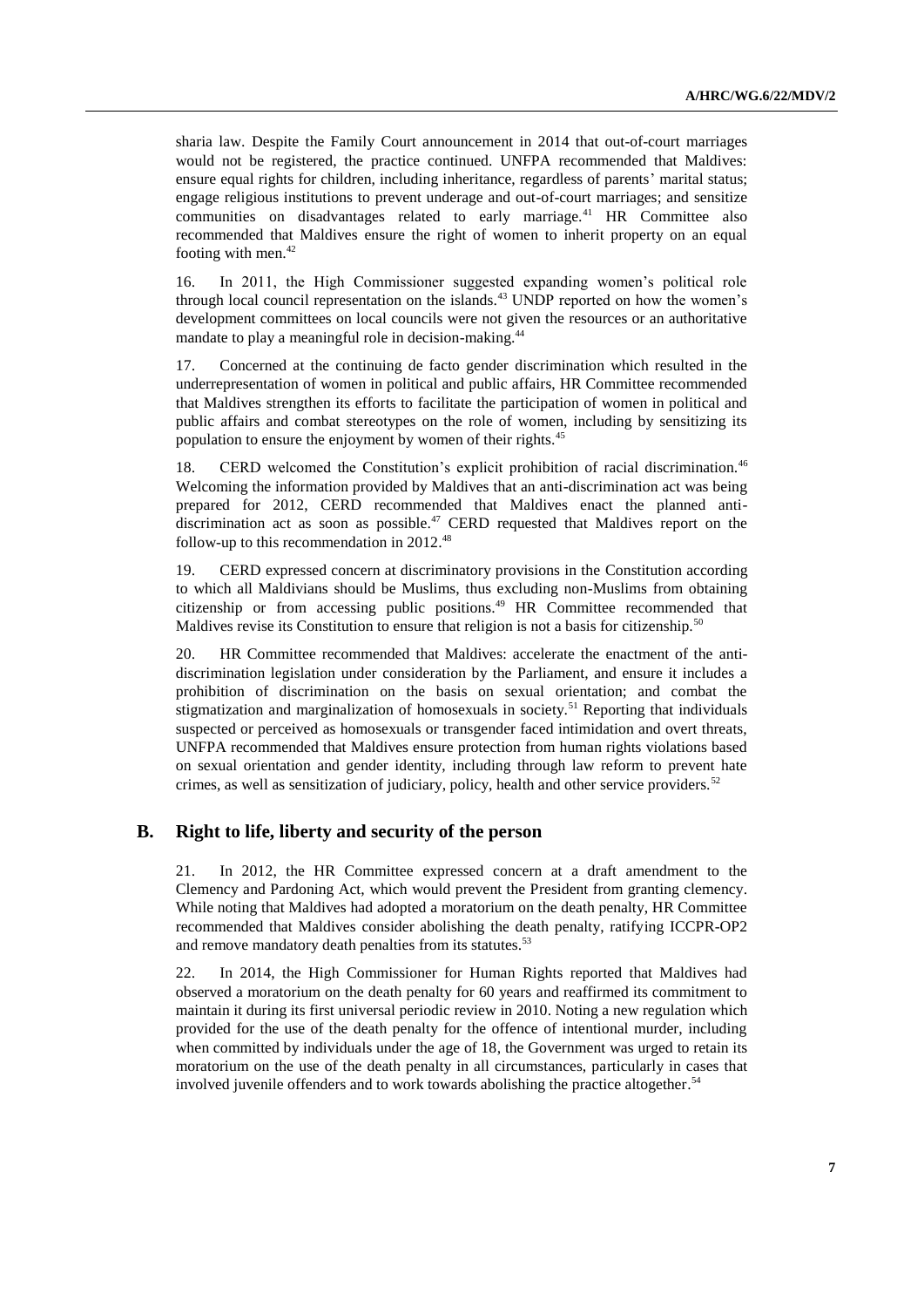sharia law. Despite the Family Court announcement in 2014 that out-of-court marriages would not be registered, the practice continued. UNFPA recommended that Maldives: ensure equal rights for children, including inheritance, regardless of parents' marital status; engage religious institutions to prevent underage and out-of-court marriages; and sensitize communities on disadvantages related to early marriage.[41] HR Committee also recommended that Maldives ensure the right of women to inherit property on an equal footing with men.[42]

16. In 2011, the High Commissioner suggested expanding women's political role through local council representation on the islands.[43] UNDP reported on how the women's development committees on local councils were not given the resources or an authoritative mandate to play a meaningful role in decision-making.[44]

17. Concerned at the continuing de facto gender discrimination which resulted in the underrepresentation of women in political and public affairs, HR Committee recommended that Maldives strengthen its efforts to facilitate the participation of women in political and public affairs and combat stereotypes on the role of women, including by sensitizing its population to ensure the enjoyment by women of their rights.[45]

18. CERD welcomed the Constitution's explicit prohibition of racial discrimination.[46] Welcoming the information provided by Maldives that an anti-discrimination act was being prepared for 2012, CERD recommended that Maldives enact the planned anti-discrimination act as soon as possible.[47] CERD requested that Maldives report on the follow-up to this recommendation in 2012.[48]

19. CERD expressed concern at discriminatory provisions in the Constitution according to which all Maldivians should be Muslims, thus excluding non-Muslims from obtaining citizenship or from accessing public positions.[49] HR Committee recommended that Maldives revise its Constitution to ensure that religion is not a basis for citizenship.[50]

20. HR Committee recommended that Maldives: accelerate the enactment of the anti-discrimination legislation under consideration by the Parliament, and ensure it includes a prohibition of discrimination on the basis on sexual orientation; and combat the stigmatization and marginalization of homosexuals in society.[51] Reporting that individuals suspected or perceived as homosexuals or transgender faced intimidation and overt threats, UNFPA recommended that Maldives ensure protection from human rights violations based on sexual orientation and gender identity, including through law reform to prevent hate crimes, as well as sensitization of judiciary, policy, health and other service providers.[52]

## B. Right to life, liberty and security of the person

21. In 2012, the HR Committee expressed concern at a draft amendment to the Clemency and Pardoning Act, which would prevent the President from granting clemency. While noting that Maldives had adopted a moratorium on the death penalty, HR Committee recommended that Maldives consider abolishing the death penalty, ratifying ICCPR-OP2 and remove mandatory death penalties from its statutes.[53]

22. In 2014, the High Commissioner for Human Rights reported that Maldives had observed a moratorium on the death penalty for 60 years and reaffirmed its commitment to maintain it during its first universal periodic review in 2010. Noting a new regulation which provided for the use of the death penalty for the offence of intentional murder, including when committed by individuals under the age of 18, the Government was urged to retain its moratorium on the use of the death penalty in all circumstances, particularly in cases that involved juvenile offenders and to work towards abolishing the practice altogether.[54]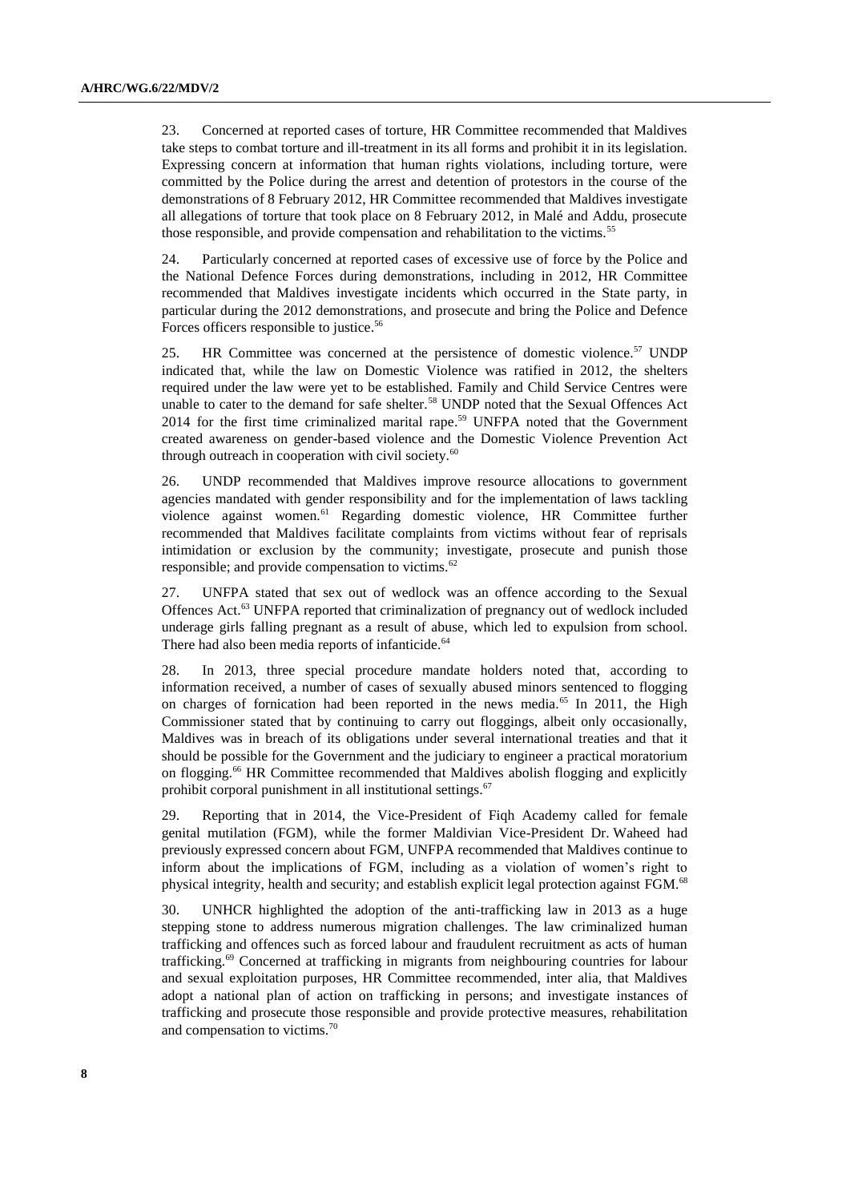23. Concerned at reported cases of torture, HR Committee recommended that Maldives take steps to combat torture and ill-treatment in its all forms and prohibit it in its legislation. Expressing concern at information that human rights violations, including torture, were committed by the Police during the arrest and detention of protestors in the course of the demonstrations of 8 February 2012, HR Committee recommended that Maldives investigate all allegations of torture that took place on 8 February 2012, in Malé and Addu, prosecute those responsible, and provide compensation and rehabilitation to the victims.[55]

24. Particularly concerned at reported cases of excessive use of force by the Police and the National Defence Forces during demonstrations, including in 2012, HR Committee recommended that Maldives investigate incidents which occurred in the State party, in particular during the 2012 demonstrations, and prosecute and bring the Police and Defence Forces officers responsible to justice.[56]

25. HR Committee was concerned at the persistence of domestic violence.[57] UNDP indicated that, while the law on Domestic Violence was ratified in 2012, the shelters required under the law were yet to be established. Family and Child Service Centres were unable to cater to the demand for safe shelter.[58] UNDP noted that the Sexual Offences Act 2014 for the first time criminalized marital rape.[59] UNFPA noted that the Government created awareness on gender-based violence and the Domestic Violence Prevention Act through outreach in cooperation with civil society.[60]

26. UNDP recommended that Maldives improve resource allocations to government agencies mandated with gender responsibility and for the implementation of laws tackling violence against women.[61] Regarding domestic violence, HR Committee further recommended that Maldives facilitate complaints from victims without fear of reprisals intimidation or exclusion by the community; investigate, prosecute and punish those responsible; and provide compensation to victims.[62]

27. UNFPA stated that sex out of wedlock was an offence according to the Sexual Offences Act.[63] UNFPA reported that criminalization of pregnancy out of wedlock included underage girls falling pregnant as a result of abuse, which led to expulsion from school. There had also been media reports of infanticide.[64]

28. In 2013, three special procedure mandate holders noted that, according to information received, a number of cases of sexually abused minors sentenced to flogging on charges of fornication had been reported in the news media.[65] In 2011, the High Commissioner stated that by continuing to carry out floggings, albeit only occasionally, Maldives was in breach of its obligations under several international treaties and that it should be possible for the Government and the judiciary to engineer a practical moratorium on flogging.[66] HR Committee recommended that Maldives abolish flogging and explicitly prohibit corporal punishment in all institutional settings.[67]

29. Reporting that in 2014, the Vice-President of Fiqh Academy called for female genital mutilation (FGM), while the former Maldivian Vice-President Dr. Waheed had previously expressed concern about FGM, UNFPA recommended that Maldives continue to inform about the implications of FGM, including as a violation of women's right to physical integrity, health and security; and establish explicit legal protection against FGM.[68]

30. UNHCR highlighted the adoption of the anti-trafficking law in 2013 as a huge stepping stone to address numerous migration challenges. The law criminalized human trafficking and offences such as forced labour and fraudulent recruitment as acts of human trafficking.[69] Concerned at trafficking in migrants from neighbouring countries for labour and sexual exploitation purposes, HR Committee recommended, inter alia, that Maldives adopt a national plan of action on trafficking in persons; and investigate instances of trafficking and prosecute those responsible and provide protective measures, rehabilitation and compensation to victims.[70]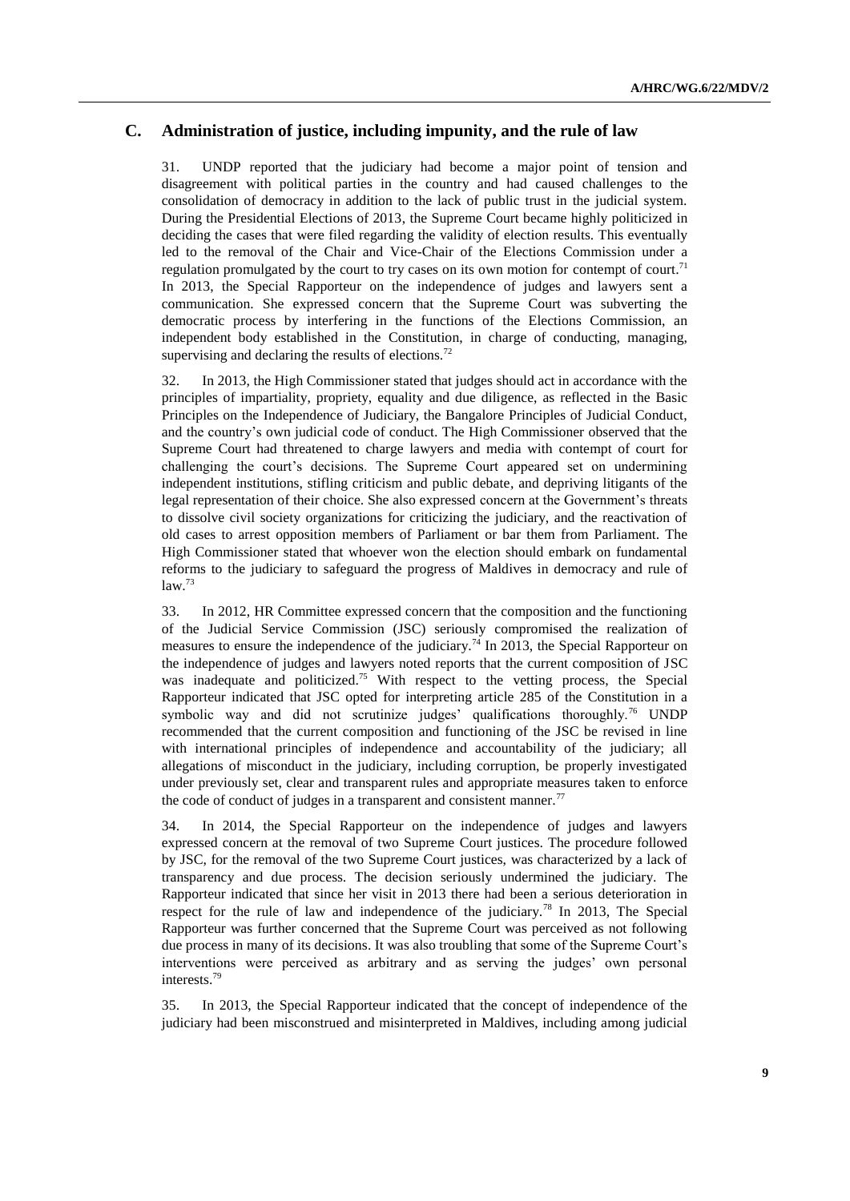## C. Administration of justice, including impunity, and the rule of law

31. UNDP reported that the judiciary had become a major point of tension and disagreement with political parties in the country and had caused challenges to the consolidation of democracy in addition to the lack of public trust in the judicial system. During the Presidential Elections of 2013, the Supreme Court became highly politicized in deciding the cases that were filed regarding the validity of election results. This eventually led to the removal of the Chair and Vice-Chair of the Elections Commission under a regulation promulgated by the court to try cases on its own motion for contempt of court.[71] In 2013, the Special Rapporteur on the independence of judges and lawyers sent a communication. She expressed concern that the Supreme Court was subverting the democratic process by interfering in the functions of the Elections Commission, an independent body established in the Constitution, in charge of conducting, managing, supervising and declaring the results of elections.[72]

32. In 2013, the High Commissioner stated that judges should act in accordance with the principles of impartiality, propriety, equality and due diligence, as reflected in the Basic Principles on the Independence of Judiciary, the Bangalore Principles of Judicial Conduct, and the country's own judicial code of conduct. The High Commissioner observed that the Supreme Court had threatened to charge lawyers and media with contempt of court for challenging the court's decisions. The Supreme Court appeared set on undermining independent institutions, stifling criticism and public debate, and depriving litigants of the legal representation of their choice. She also expressed concern at the Government's threats to dissolve civil society organizations for criticizing the judiciary, and the reactivation of old cases to arrest opposition members of Parliament or bar them from Parliament. The High Commissioner stated that whoever won the election should embark on fundamental reforms to the judiciary to safeguard the progress of Maldives in democracy and rule of law.[73]

33. In 2012, HR Committee expressed concern that the composition and the functioning of the Judicial Service Commission (JSC) seriously compromised the realization of measures to ensure the independence of the judiciary.[74] In 2013, the Special Rapporteur on the independence of judges and lawyers noted reports that the current composition of JSC was inadequate and politicized.[75] With respect to the vetting process, the Special Rapporteur indicated that JSC opted for interpreting article 285 of the Constitution in a symbolic way and did not scrutinize judges' qualifications thoroughly.[76] UNDP recommended that the current composition and functioning of the JSC be revised in line with international principles of independence and accountability of the judiciary; all allegations of misconduct in the judiciary, including corruption, be properly investigated under previously set, clear and transparent rules and appropriate measures taken to enforce the code of conduct of judges in a transparent and consistent manner.[77]

34. In 2014, the Special Rapporteur on the independence of judges and lawyers expressed concern at the removal of two Supreme Court justices. The procedure followed by JSC, for the removal of the two Supreme Court justices, was characterized by a lack of transparency and due process. The decision seriously undermined the judiciary. The Rapporteur indicated that since her visit in 2013 there had been a serious deterioration in respect for the rule of law and independence of the judiciary.[78] In 2013, The Special Rapporteur was further concerned that the Supreme Court was perceived as not following due process in many of its decisions. It was also troubling that some of the Supreme Court's interventions were perceived as arbitrary and as serving the judges' own personal interests.[79]

35. In 2013, the Special Rapporteur indicated that the concept of independence of the judiciary had been misconstrued and misinterpreted in Maldives, including among judicial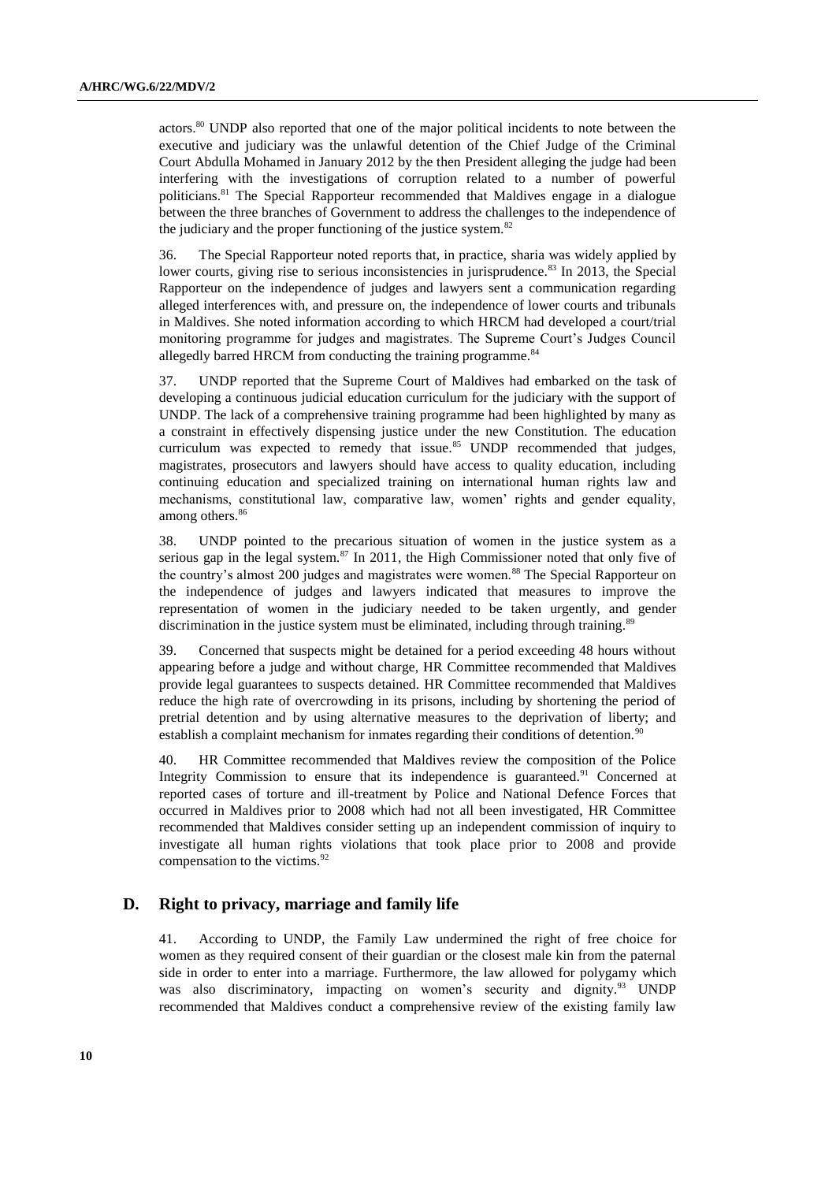actors.[80] UNDP also reported that one of the major political incidents to note between the executive and judiciary was the unlawful detention of the Chief Judge of the Criminal Court Abdulla Mohamed in January 2012 by the then President alleging the judge had been interfering with the investigations of corruption related to a number of powerful politicians.[81] The Special Rapporteur recommended that Maldives engage in a dialogue between the three branches of Government to address the challenges to the independence of the judiciary and the proper functioning of the justice system.[82]

36. The Special Rapporteur noted reports that, in practice, sharia was widely applied by lower courts, giving rise to serious inconsistencies in jurisprudence.[83] In 2013, the Special Rapporteur on the independence of judges and lawyers sent a communication regarding alleged interferences with, and pressure on, the independence of lower courts and tribunals in Maldives. She noted information according to which HRCM had developed a court/trial monitoring programme for judges and magistrates. The Supreme Court's Judges Council allegedly barred HRCM from conducting the training programme.[84]

37. UNDP reported that the Supreme Court of Maldives had embarked on the task of developing a continuous judicial education curriculum for the judiciary with the support of UNDP. The lack of a comprehensive training programme had been highlighted by many as a constraint in effectively dispensing justice under the new Constitution. The education curriculum was expected to remedy that issue.[85] UNDP recommended that judges, magistrates, prosecutors and lawyers should have access to quality education, including continuing education and specialized training on international human rights law and mechanisms, constitutional law, comparative law, women' rights and gender equality, among others.[86]

38. UNDP pointed to the precarious situation of women in the justice system as a serious gap in the legal system.[87] In 2011, the High Commissioner noted that only five of the country's almost 200 judges and magistrates were women.[88] The Special Rapporteur on the independence of judges and lawyers indicated that measures to improve the representation of women in the judiciary needed to be taken urgently, and gender discrimination in the justice system must be eliminated, including through training.[89]

39. Concerned that suspects might be detained for a period exceeding 48 hours without appearing before a judge and without charge, HR Committee recommended that Maldives provide legal guarantees to suspects detained. HR Committee recommended that Maldives reduce the high rate of overcrowding in its prisons, including by shortening the period of pretrial detention and by using alternative measures to the deprivation of liberty; and establish a complaint mechanism for inmates regarding their conditions of detention.[90]

40. HR Committee recommended that Maldives review the composition of the Police Integrity Commission to ensure that its independence is guaranteed.[91] Concerned at reported cases of torture and ill-treatment by Police and National Defence Forces that occurred in Maldives prior to 2008 which had not all been investigated, HR Committee recommended that Maldives consider setting up an independent commission of inquiry to investigate all human rights violations that took place prior to 2008 and provide compensation to the victims.[92]

## D. Right to privacy, marriage and family life

41. According to UNDP, the Family Law undermined the right of free choice for women as they required consent of their guardian or the closest male kin from the paternal side in order to enter into a marriage. Furthermore, the law allowed for polygamy which was also discriminatory, impacting on women's security and dignity.[93] UNDP recommended that Maldives conduct a comprehensive review of the existing family law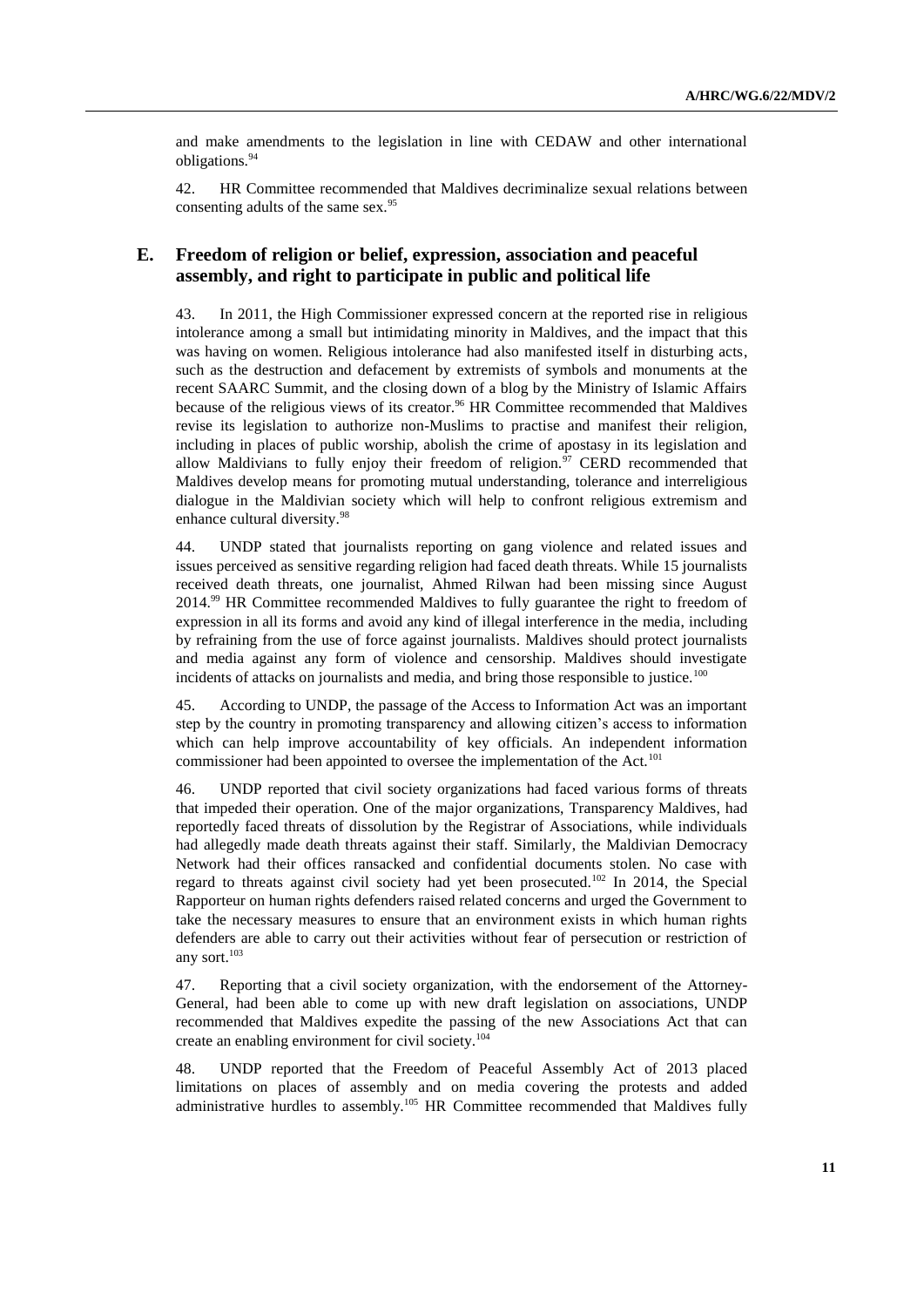and make amendments to the legislation in line with CEDAW and other international obligations.[94]

42. HR Committee recommended that Maldives decriminalize sexual relations between consenting adults of the same sex.[95]

## E. Freedom of religion or belief, expression, association and peaceful assembly, and right to participate in public and political life

43. In 2011, the High Commissioner expressed concern at the reported rise in religious intolerance among a small but intimidating minority in Maldives, and the impact that this was having on women. Religious intolerance had also manifested itself in disturbing acts, such as the destruction and defacement by extremists of symbols and monuments at the recent SAARC Summit, and the closing down of a blog by the Ministry of Islamic Affairs because of the religious views of its creator.[96] HR Committee recommended that Maldives revise its legislation to authorize non-Muslims to practise and manifest their religion, including in places of public worship, abolish the crime of apostasy in its legislation and allow Maldivians to fully enjoy their freedom of religion.[97] CERD recommended that Maldives develop means for promoting mutual understanding, tolerance and interreligious dialogue in the Maldivian society which will help to confront religious extremism and enhance cultural diversity.[98]

44. UNDP stated that journalists reporting on gang violence and related issues and issues perceived as sensitive regarding religion had faced death threats. While 15 journalists received death threats, one journalist, Ahmed Rilwan had been missing since August 2014.[99] HR Committee recommended Maldives to fully guarantee the right to freedom of expression in all its forms and avoid any kind of illegal interference in the media, including by refraining from the use of force against journalists. Maldives should protect journalists and media against any form of violence and censorship. Maldives should investigate incidents of attacks on journalists and media, and bring those responsible to justice.[100]

45. According to UNDP, the passage of the Access to Information Act was an important step by the country in promoting transparency and allowing citizen's access to information which can help improve accountability of key officials. An independent information commissioner had been appointed to oversee the implementation of the Act.[101]

46. UNDP reported that civil society organizations had faced various forms of threats that impeded their operation. One of the major organizations, Transparency Maldives, had reportedly faced threats of dissolution by the Registrar of Associations, while individuals had allegedly made death threats against their staff. Similarly, the Maldivian Democracy Network had their offices ransacked and confidential documents stolen. No case with regard to threats against civil society had yet been prosecuted.[102] In 2014, the Special Rapporteur on human rights defenders raised related concerns and urged the Government to take the necessary measures to ensure that an environment exists in which human rights defenders are able to carry out their activities without fear of persecution or restriction of any sort.[103]

47. Reporting that a civil society organization, with the endorsement of the Attorney-General, had been able to come up with new draft legislation on associations, UNDP recommended that Maldives expedite the passing of the new Associations Act that can create an enabling environment for civil society.[104]

48. UNDP reported that the Freedom of Peaceful Assembly Act of 2013 placed limitations on places of assembly and on media covering the protests and added administrative hurdles to assembly.[105] HR Committee recommended that Maldives fully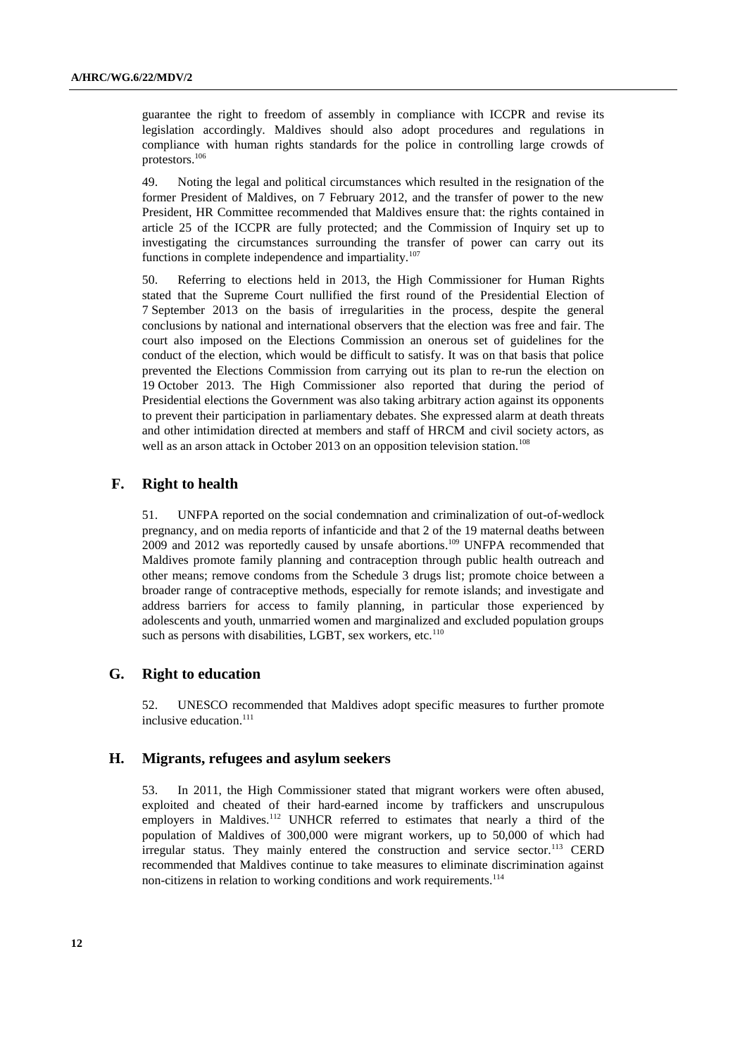guarantee the right to freedom of assembly in compliance with ICCPR and revise its legislation accordingly. Maldives should also adopt procedures and regulations in compliance with human rights standards for the police in controlling large crowds of protestors.[106]

49. Noting the legal and political circumstances which resulted in the resignation of the former President of Maldives, on 7 February 2012, and the transfer of power to the new President, HR Committee recommended that Maldives ensure that: the rights contained in article 25 of the ICCPR are fully protected; and the Commission of Inquiry set up to investigating the circumstances surrounding the transfer of power can carry out its functions in complete independence and impartiality.[107]

50. Referring to elections held in 2013, the High Commissioner for Human Rights stated that the Supreme Court nullified the first round of the Presidential Election of 7 September 2013 on the basis of irregularities in the process, despite the general conclusions by national and international observers that the election was free and fair. The court also imposed on the Elections Commission an onerous set of guidelines for the conduct of the election, which would be difficult to satisfy. It was on that basis that police prevented the Elections Commission from carrying out its plan to re-run the election on 19 October 2013. The High Commissioner also reported that during the period of Presidential elections the Government was also taking arbitrary action against its opponents to prevent their participation in parliamentary debates. She expressed alarm at death threats and other intimidation directed at members and staff of HRCM and civil society actors, as well as an arson attack in October 2013 on an opposition television station.[108]

## F. Right to health

51. UNFPA reported on the social condemnation and criminalization of out-of-wedlock pregnancy, and on media reports of infanticide and that 2 of the 19 maternal deaths between 2009 and 2012 was reportedly caused by unsafe abortions.[109] UNFPA recommended that Maldives promote family planning and contraception through public health outreach and other means; remove condoms from the Schedule 3 drugs list; promote choice between a broader range of contraceptive methods, especially for remote islands; and investigate and address barriers for access to family planning, in particular those experienced by adolescents and youth, unmarried women and marginalized and excluded population groups such as persons with disabilities, LGBT, sex workers, etc.[110]

## G. Right to education

52. UNESCO recommended that Maldives adopt specific measures to further promote inclusive education.[111]

## H. Migrants, refugees and asylum seekers

53. In 2011, the High Commissioner stated that migrant workers were often abused, exploited and cheated of their hard-earned income by traffickers and unscrupulous employers in Maldives.[112] UNHCR referred to estimates that nearly a third of the population of Maldives of 300,000 were migrant workers, up to 50,000 of which had irregular status. They mainly entered the construction and service sector.[113] CERD recommended that Maldives continue to take measures to eliminate discrimination against non-citizens in relation to working conditions and work requirements.[114]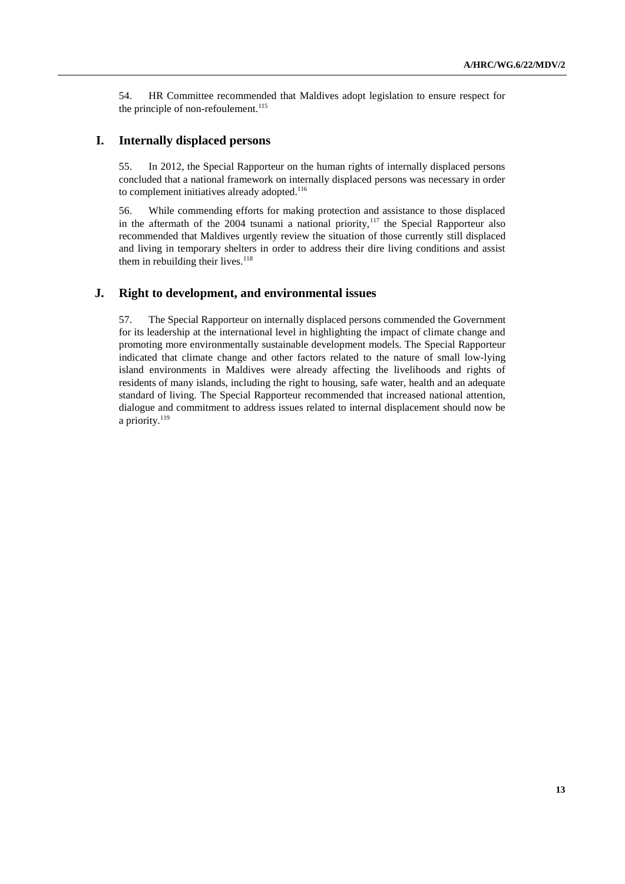54. HR Committee recommended that Maldives adopt legislation to ensure respect for the principle of non-refoulement.[115]

## I. Internally displaced persons

55. In 2012, the Special Rapporteur on the human rights of internally displaced persons concluded that a national framework on internally displaced persons was necessary in order to complement initiatives already adopted.[116]

56. While commending efforts for making protection and assistance to those displaced in the aftermath of the 2004 tsunami a national priority,[117] the Special Rapporteur also recommended that Maldives urgently review the situation of those currently still displaced and living in temporary shelters in order to address their dire living conditions and assist them in rebuilding their lives.[118]

## J. Right to development, and environmental issues

57. The Special Rapporteur on internally displaced persons commended the Government for its leadership at the international level in highlighting the impact of climate change and promoting more environmentally sustainable development models. The Special Rapporteur indicated that climate change and other factors related to the nature of small low-lying island environments in Maldives were already affecting the livelihoods and rights of residents of many islands, including the right to housing, safe water, health and an adequate standard of living. The Special Rapporteur recommended that increased national attention, dialogue and commitment to address issues related to internal displacement should now be a priority.[119]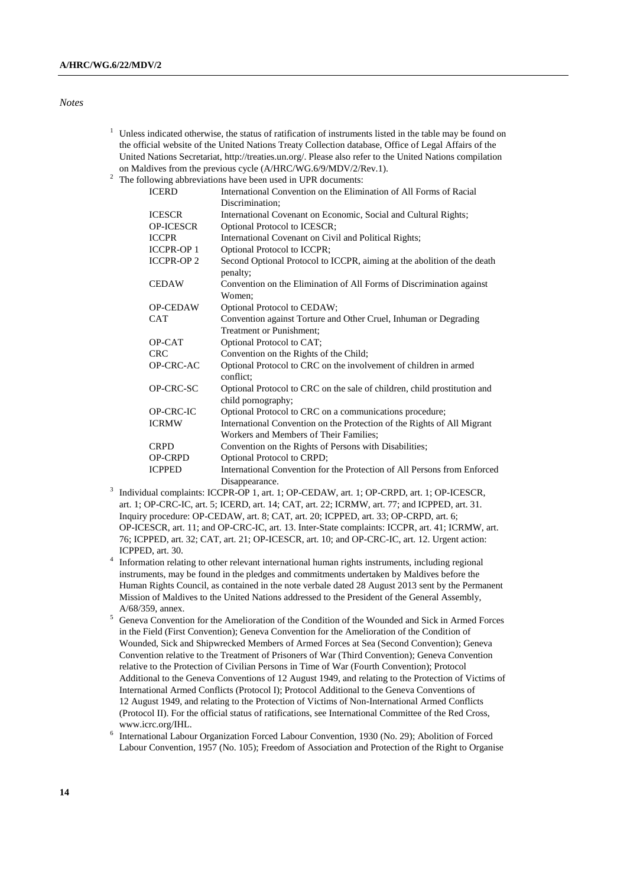*Notes*

[1] Unless indicated otherwise, the status of ratification of instruments listed in the table may be found on the official website of the United Nations Treaty Collection database, Office of Legal Affairs of the United Nations Secretariat, http://treaties.un.org/. Please also refer to the United Nations compilation on Maldives from the previous cycle (A/HRC/WG.6/9/MDV/2/Rev.1).

[2] The following abbreviations have been used in UPR documents:

| | |
|---|---|
| ICERD | International Convention on the Elimination of All Forms of Racial Discrimination; |
| ICESCR | International Covenant on Economic, Social and Cultural Rights; |
| OP-ICESCR | Optional Protocol to ICESCR; |
| ICCPR | International Covenant on Civil and Political Rights; |
| ICCPR-OP 1 | Optional Protocol to ICCPR; |
| ICCPR-OP 2 | Second Optional Protocol to ICCPR, aiming at the abolition of the death penalty; |
| CEDAW | Convention on the Elimination of All Forms of Discrimination against Women; |
| OP-CEDAW | Optional Protocol to CEDAW; |
| CAT | Convention against Torture and Other Cruel, Inhuman or Degrading Treatment or Punishment; |
| OP-CAT | Optional Protocol to CAT; |
| CRC | Convention on the Rights of the Child; |
| OP-CRC-AC | Optional Protocol to CRC on the involvement of children in armed conflict; |
| OP-CRC-SC | Optional Protocol to CRC on the sale of children, child prostitution and child pornography; |
| OP-CRC-IC | Optional Protocol to CRC on a communications procedure; |
| ICRMW | International Convention on the Protection of the Rights of All Migrant Workers and Members of Their Families; |
| CRPD | Convention on the Rights of Persons with Disabilities; |
| OP-CRPD | Optional Protocol to CRPD; |
| ICPPED | International Convention for the Protection of All Persons from Enforced Disappearance. |

[3] Individual complaints: ICCPR-OP 1, art. 1; OP-CEDAW, art. 1; OP-CRPD, art. 1; OP-ICESCR, art. 1; OP-CRC-IC, art. 5; ICERD, art. 14; CAT, art. 22; ICRMW, art. 77; and ICPPED, art. 31. Inquiry procedure: OP-CEDAW, art. 8; CAT, art. 20; ICPPED, art. 33; OP-CRPD, art. 6; OP-ICESCR, art. 11; and OP-CRC-IC, art. 13. Inter-State complaints: ICCPR, art. 41; ICRMW, art. 76; ICPPED, art. 32; CAT, art. 21; OP-ICESCR, art. 10; and OP-CRC-IC, art. 12. Urgent action: ICPPED, art. 30.

[4] Information relating to other relevant international human rights instruments, including regional instruments, may be found in the pledges and commitments undertaken by Maldives before the Human Rights Council, as contained in the note verbale dated 28 August 2013 sent by the Permanent Mission of Maldives to the United Nations addressed to the President of the General Assembly, A/68/359, annex.

[5] Geneva Convention for the Amelioration of the Condition of the Wounded and Sick in Armed Forces in the Field (First Convention); Geneva Convention for the Amelioration of the Condition of Wounded, Sick and Shipwrecked Members of Armed Forces at Sea (Second Convention); Geneva Convention relative to the Treatment of Prisoners of War (Third Convention); Geneva Convention relative to the Protection of Civilian Persons in Time of War (Fourth Convention); Protocol Additional to the Geneva Conventions of 12 August 1949, and relating to the Protection of Victims of International Armed Conflicts (Protocol I); Protocol Additional to the Geneva Conventions of 12 August 1949, and relating to the Protection of Victims of Non-International Armed Conflicts (Protocol II). For the official status of ratifications, see International Committee of the Red Cross, www.icrc.org/IHL.

[6] International Labour Organization Forced Labour Convention, 1930 (No. 29); Abolition of Forced Labour Convention, 1957 (No. 105); Freedom of Association and Protection of the Right to Organise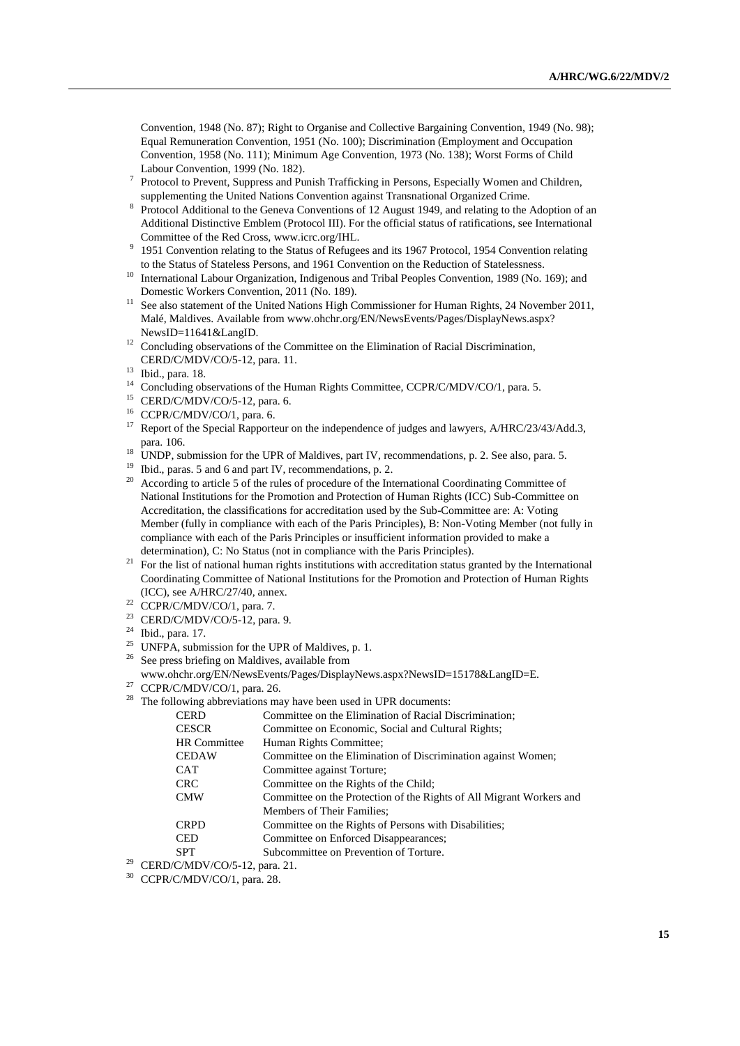Convention, 1948 (No. 87); Right to Organise and Collective Bargaining Convention, 1949 (No. 98); Equal Remuneration Convention, 1951 (No. 100); Discrimination (Employment and Occupation Convention, 1958 (No. 111); Minimum Age Convention, 1973 (No. 138); Worst Forms of Child Labour Convention, 1999 (No. 182).

[7] Protocol to Prevent, Suppress and Punish Trafficking in Persons, Especially Women and Children, supplementing the United Nations Convention against Transnational Organized Crime.

[8] Protocol Additional to the Geneva Conventions of 12 August 1949, and relating to the Adoption of an Additional Distinctive Emblem (Protocol III). For the official status of ratifications, see International Committee of the Red Cross, www.icrc.org/IHL.

[9] 1951 Convention relating to the Status of Refugees and its 1967 Protocol, 1954 Convention relating to the Status of Stateless Persons, and 1961 Convention on the Reduction of Statelessness.

[10] International Labour Organization, Indigenous and Tribal Peoples Convention, 1989 (No. 169); and Domestic Workers Convention, 2011 (No. 189).

[11] See also statement of the United Nations High Commissioner for Human Rights, 24 November 2011, Malé, Maldives. Available from www.ohchr.org/EN/NewsEvents/Pages/DisplayNews.aspx?NewsID=11641&LangID.

[12] Concluding observations of the Committee on the Elimination of Racial Discrimination, CERD/C/MDV/CO/5-12, para. 11.

[13] Ibid., para. 18.

[14] Concluding observations of the Human Rights Committee, CCPR/C/MDV/CO/1, para. 5.

[15] CERD/C/MDV/CO/5-12, para. 6.

[16] CCPR/C/MDV/CO/1, para. 6.

[17] Report of the Special Rapporteur on the independence of judges and lawyers, A/HRC/23/43/Add.3, para. 106.

[18] UNDP, submission for the UPR of Maldives, part IV, recommendations, p. 2. See also, para. 5.

[19] Ibid., paras. 5 and 6 and part IV, recommendations, p. 2.

[20] According to article 5 of the rules of procedure of the International Coordinating Committee of National Institutions for the Promotion and Protection of Human Rights (ICC) Sub-Committee on Accreditation, the classifications for accreditation used by the Sub-Committee are: A: Voting Member (fully in compliance with each of the Paris Principles), B: Non-Voting Member (not fully in compliance with each of the Paris Principles or insufficient information provided to make a determination), C: No Status (not in compliance with the Paris Principles).

[21] For the list of national human rights institutions with accreditation status granted by the International Coordinating Committee of National Institutions for the Promotion and Protection of Human Rights (ICC), see A/HRC/27/40, annex.

[22] CCPR/C/MDV/CO/1, para. 7.

[23] CERD/C/MDV/CO/5-12, para. 9.

[24] Ibid., para. 17.

[25] UNFPA, submission for the UPR of Maldives, p. 1.

[26] See press briefing on Maldives, available from www.ohchr.org/EN/NewsEvents/Pages/DisplayNews.aspx?NewsID=15178&LangID=E.

[27] CCPR/C/MDV/CO/1, para. 26.

[28] The following abbreviations may have been used in UPR documents:

| | |
|---|---|
| CERD | Committee on the Elimination of Racial Discrimination; |
| CESCR | Committee on Economic, Social and Cultural Rights; |
| HR Committee | Human Rights Committee; |
| CEDAW | Committee on the Elimination of Discrimination against Women; |
| CAT | Committee against Torture; |
| CRC | Committee on the Rights of the Child; |
| CMW | Committee on the Protection of the Rights of All Migrant Workers and Members of Their Families; |
| CRPD | Committee on the Rights of Persons with Disabilities; |
| CED | Committee on Enforced Disappearances; |
| SPT | Subcommittee on Prevention of Torture. |

[29] CERD/C/MDV/CO/5-12, para. 21.

[30] CCPR/C/MDV/CO/1, para. 28.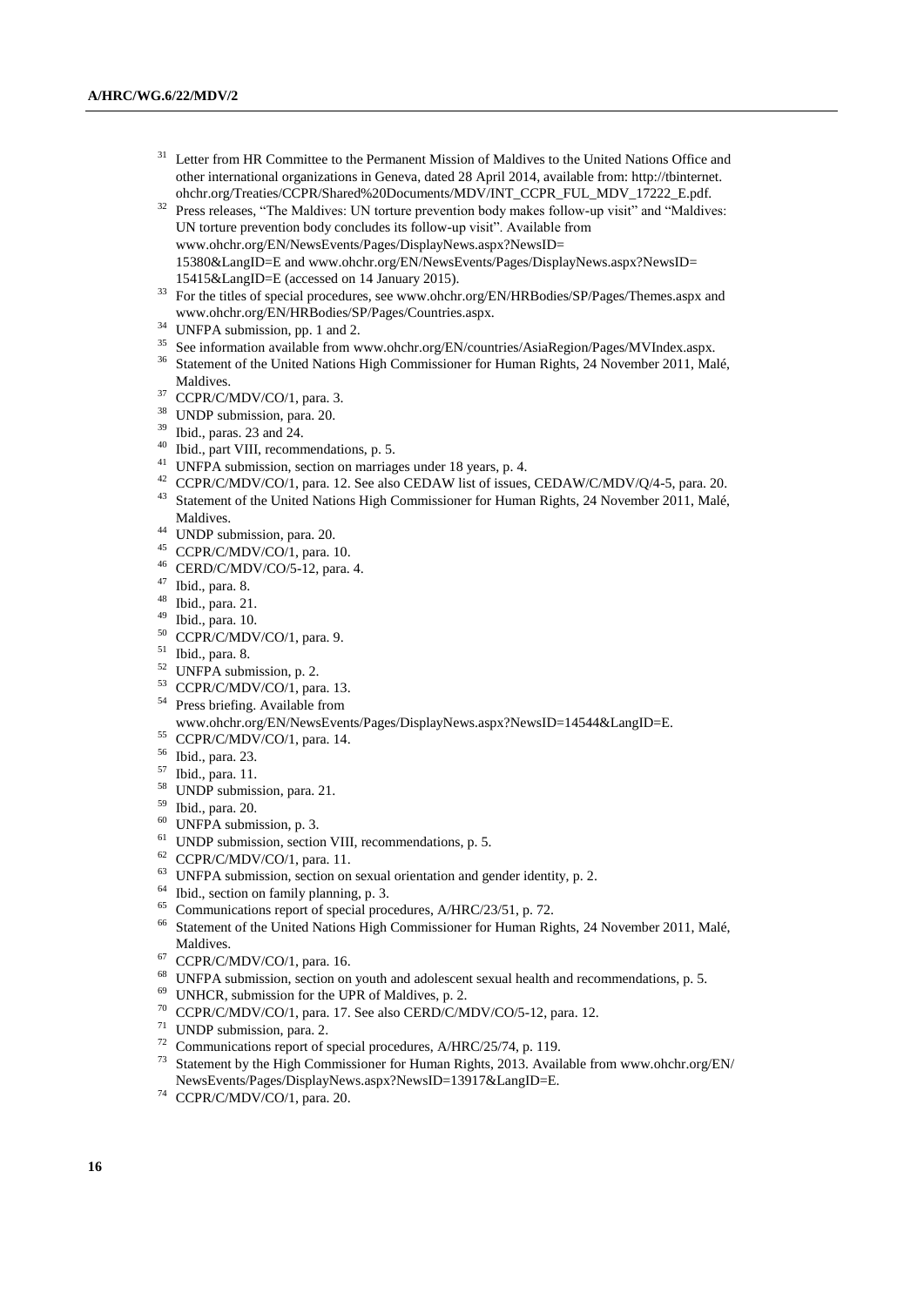[31] Letter from HR Committee to the Permanent Mission of Maldives to the United Nations Office and other international organizations in Geneva, dated 28 April 2014, available from: http://tbinternet.ohchr.org/Treaties/CCPR/Shared%20Documents/MDV/INT_CCPR_FUL_MDV_17222_E.pdf.

[32] Press releases, "The Maldives: UN torture prevention body makes follow-up visit" and "Maldives: UN torture prevention body concludes its follow-up visit". Available from www.ohchr.org/EN/NewsEvents/Pages/DisplayNews.aspx?NewsID=15380&LangID=E and www.ohchr.org/EN/NewsEvents/Pages/DisplayNews.aspx?NewsID=15415&LangID=E (accessed on 14 January 2015).

[33] For the titles of special procedures, see www.ohchr.org/EN/HRBodies/SP/Pages/Themes.aspx and www.ohchr.org/EN/HRBodies/SP/Pages/Countries.aspx.

[34] UNFPA submission, pp. 1 and 2.

[35] See information available from www.ohchr.org/EN/countries/AsiaRegion/Pages/MVIndex.aspx.

[36] Statement of the United Nations High Commissioner for Human Rights, 24 November 2011, Malé, Maldives.

[37] CCPR/C/MDV/CO/1, para. 3.

[38] UNDP submission, para. 20.

[39] Ibid., paras. 23 and 24.

[40] Ibid., part VIII, recommendations, p. 5.

[41] UNFPA submission, section on marriages under 18 years, p. 4.

[42] CCPR/C/MDV/CO/1, para. 12. See also CEDAW list of issues, CEDAW/C/MDV/Q/4-5, para. 20.

[43] Statement of the United Nations High Commissioner for Human Rights, 24 November 2011, Malé, Maldives.

[44] UNDP submission, para. 20.

[45] CCPR/C/MDV/CO/1, para. 10.

[46] CERD/C/MDV/CO/5-12, para. 4.

[47] Ibid., para. 8.

[48] Ibid., para. 21.

[49] Ibid., para. 10.

[50] CCPR/C/MDV/CO/1, para. 9.

[51] Ibid., para. 8.

[52] UNFPA submission, p. 2.

[53] CCPR/C/MDV/CO/1, para. 13.

[54] Press briefing. Available from www.ohchr.org/EN/NewsEvents/Pages/DisplayNews.aspx?NewsID=14544&LangID=E.

[55] CCPR/C/MDV/CO/1, para. 14.

[56] Ibid., para. 23.

[57] Ibid., para. 11.

[58] UNDP submission, para. 21.

[59] Ibid., para. 20.

[60] UNFPA submission, p. 3.

[61] UNDP submission, section VIII, recommendations, p. 5.

[62] CCPR/C/MDV/CO/1, para. 11.

[63] UNFPA submission, section on sexual orientation and gender identity, p. 2.

[64] Ibid., section on family planning, p. 3.

[65] Communications report of special procedures, A/HRC/23/51, p. 72.

[66] Statement of the United Nations High Commissioner for Human Rights, 24 November 2011, Malé, Maldives.

[67] CCPR/C/MDV/CO/1, para. 16.

[68] UNFPA submission, section on youth and adolescent sexual health and recommendations, p. 5.

[69] UNHCR, submission for the UPR of Maldives, p. 2.

[70] CCPR/C/MDV/CO/1, para. 17. See also CERD/C/MDV/CO/5-12, para. 12.

[71] UNDP submission, para. 2.

[72] Communications report of special procedures, A/HRC/25/74, p. 119.

[73] Statement by the High Commissioner for Human Rights, 2013. Available from www.ohchr.org/EN/NewsEvents/Pages/DisplayNews.aspx?NewsID=13917&LangID=E.

[74] CCPR/C/MDV/CO/1, para. 20.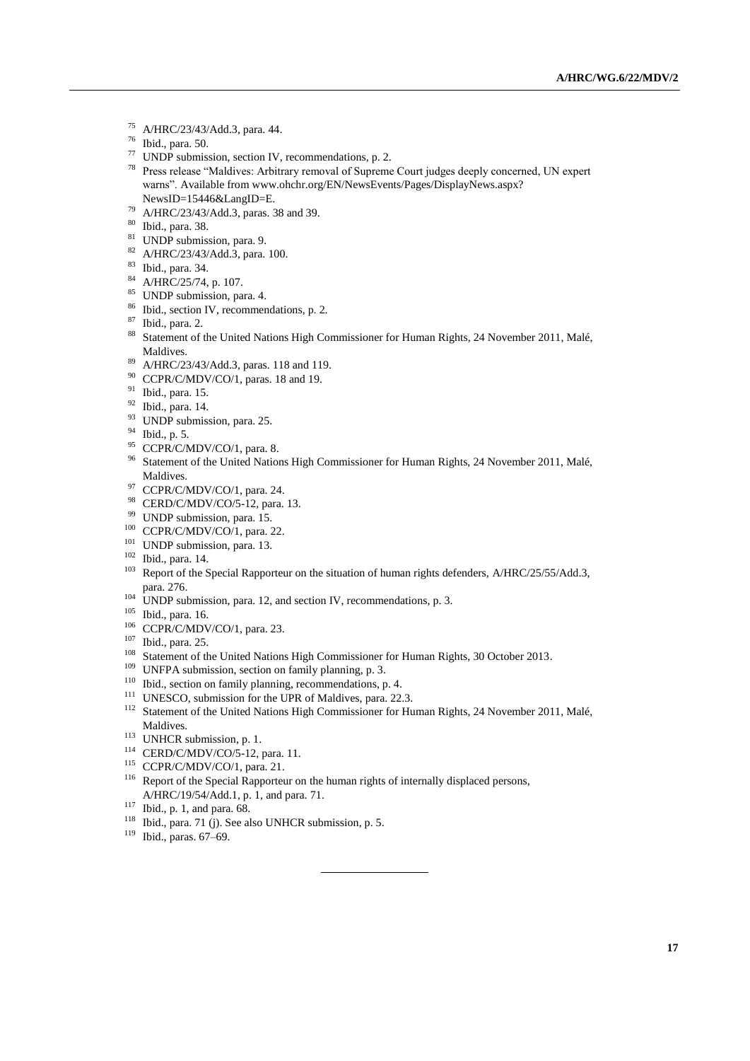[75] A/HRC/23/43/Add.3, para. 44.

[76] Ibid., para. 50.

[77] UNDP submission, section IV, recommendations, p. 2.

[78] Press release "Maldives: Arbitrary removal of Supreme Court judges deeply concerned, UN expert warns". Available from www.ohchr.org/EN/NewsEvents/Pages/DisplayNews.aspx?NewsID=15446&LangID=E.

[79] A/HRC/23/43/Add.3, paras. 38 and 39.

[80] Ibid., para. 38.

[81] UNDP submission, para. 9.

[82] A/HRC/23/43/Add.3, para. 100.

[83] Ibid., para. 34.

[84] A/HRC/25/74, p. 107.

[85] UNDP submission, para. 4.

[86] Ibid., section IV, recommendations, p. 2.

[87] Ibid., para. 2.

[88] Statement of the United Nations High Commissioner for Human Rights, 24 November 2011, Malé, Maldives.

[89] A/HRC/23/43/Add.3, paras. 118 and 119.

[90] CCPR/C/MDV/CO/1, paras. 18 and 19.

[91] Ibid., para. 15.

[92] Ibid., para. 14.

[93] UNDP submission, para. 25.

[94] Ibid., p. 5.

[95] CCPR/C/MDV/CO/1, para. 8.

[96] Statement of the United Nations High Commissioner for Human Rights, 24 November 2011, Malé, Maldives.

[97] CCPR/C/MDV/CO/1, para. 24.

[98] CERD/C/MDV/CO/5-12, para. 13.

[99] UNDP submission, para. 15.

[100] CCPR/C/MDV/CO/1, para. 22.

[101] UNDP submission, para. 13.

[102] Ibid., para. 14.

[103] Report of the Special Rapporteur on the situation of human rights defenders, A/HRC/25/55/Add.3, para. 276.

[104] UNDP submission, para. 12, and section IV, recommendations, p. 3.

[105] Ibid., para. 16.

[106] CCPR/C/MDV/CO/1, para. 23.

[107] Ibid., para. 25.

[108] Statement of the United Nations High Commissioner for Human Rights, 30 October 2013.

[109] UNFPA submission, section on family planning, p. 3.

[110] Ibid., section on family planning, recommendations, p. 4.

[111] UNESCO, submission for the UPR of Maldives, para. 22.3.

[112] Statement of the United Nations High Commissioner for Human Rights, 24 November 2011, Malé, Maldives.

[113] UNHCR submission, p. 1.

[114] CERD/C/MDV/CO/5-12, para. 11.

[115] CCPR/C/MDV/CO/1, para. 21.

[116] Report of the Special Rapporteur on the human rights of internally displaced persons, A/HRC/19/54/Add.1, p. 1, and para. 71.

[117] Ibid., p. 1, and para. 68.

[118] Ibid., para. 71 (j). See also UNHCR submission, p. 5.

[119] Ibid., paras. 67–69.